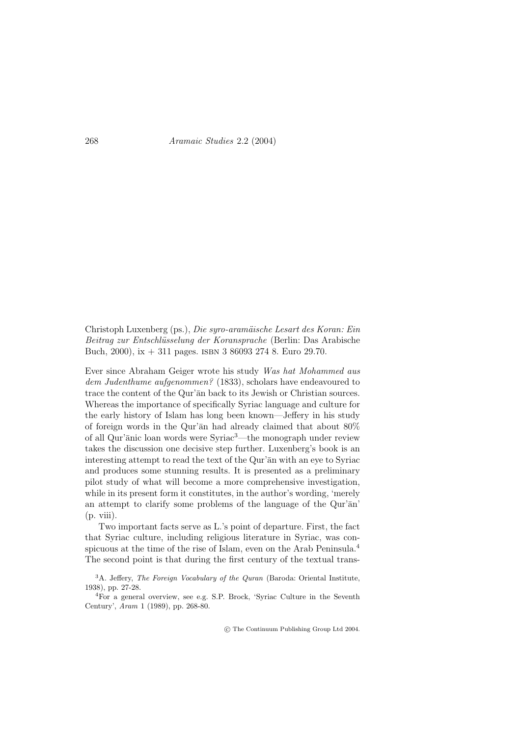Christoph Luxenberg (ps.), *Die syro-aramäische Lesart des Koran: Ein Beitrag zur Entschlüsselung der Koransprache* (Berlin: Das Arabische Buch, 2000), ix + 311 pages. ISBN 3 86093 274 8. Euro 29.70.

Ever since Abraham Geiger wrote his study *Was hat Mohammed aus dem Judenthume aufgenommen?* (1833), scholars have endeavoured to trace the content of the Qur'ān back to its Jewish or Christian sources. Whereas the importance of specifically Syriac language and culture for the early history of Islam has long been known—Jeffery in his study of foreign words in the Qur'ān had already claimed that about 80% of all Qur'ānic loan words were Syriac[3]—the monograph under review takes the discussion one decisive step further. Luxenberg's book is an interesting attempt to read the text of the Qur'ān with an eye to Syriac and produces some stunning results. It is presented as a preliminary pilot study of what will become a more comprehensive investigation, while in its present form it constitutes, in the author's wording, 'merely an attempt to clarify some problems of the language of the Qur'ān' (p. viii).

Two important facts serve as L.'s point of departure. First, the fact that Syriac culture, including religious literature in Syriac, was conspicuous at the time of the rise of Islam, even on the Arab Peninsula.[4] The second point is that during the first century of the textual trans-

[3] A. Jeffery, *The Foreign Vocabulary of the Quran* (Baroda: Oriental Institute, 1938), pp. 27-28.

[4] For a general overview, see e.g. S.P. Brock, 'Syriac Culture in the Seventh Century', *Aram* 1 (1989), pp. 268-80.

© The Continuum Publishing Group Ltd 2004.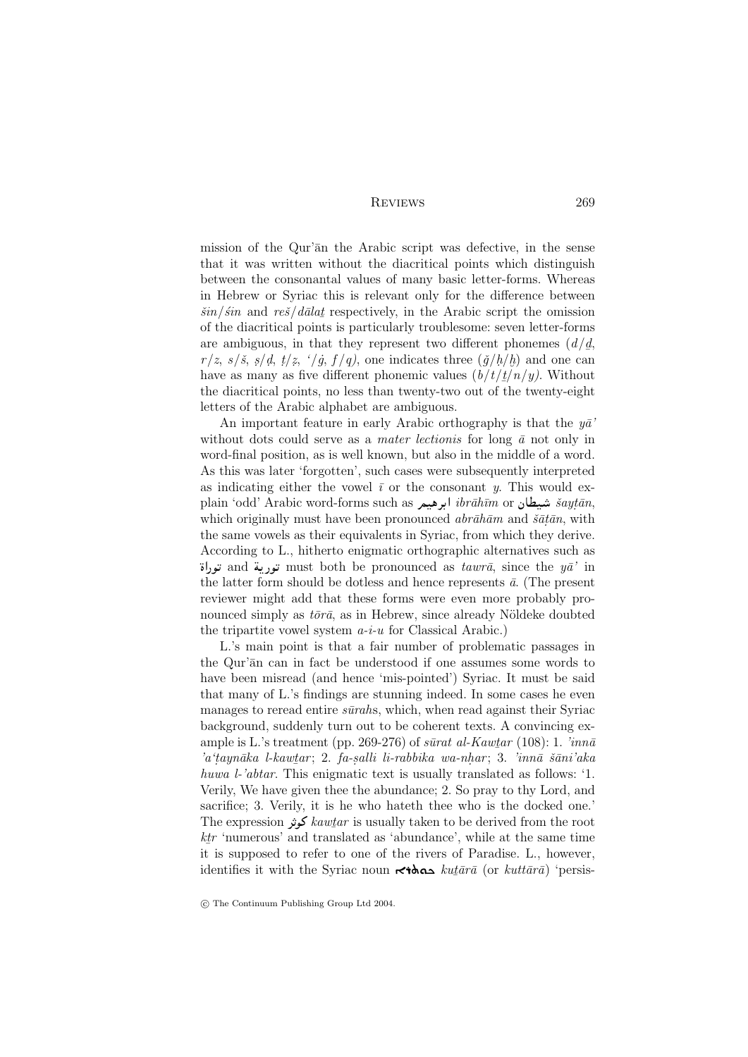mission of the Qur'ān the Arabic script was defective, in the sense that it was written without the diacritical points which distinguish between the consonantal values of many basic letter-forms. Whereas in Hebrew or Syriac this is relevant only for the difference between *šin*/*śin* and *reš*/*dālaṯ* respectively, in the Arabic script the omission of the diacritical points is particularly troublesome: seven letter-forms are ambiguous, in that they represent two different phonemes (*d*/*ḏ*, *r*/*z*, *s*/*š*, *ṣ*/*ḍ*, *ṭ*/*ẓ*, *'*/*ġ*, *f*/*q*), one indicates three (*ǧ*/*ḥ*/*ḫ*) and one can have as many as five different phonemic values (*b*/*t*/*ṯ*/*n*/*y*). Without the diacritical points, no less than twenty-two out of the twenty-eight letters of the Arabic alphabet are ambiguous.

An important feature in early Arabic orthography is that the *yā'* without dots could serve as a *mater lectionis* for long *ā* not only in word-final position, as is well known, but also in the middle of a word. As this was later 'forgotten', such cases were subsequently interpreted as indicating either the vowel *ī* or the consonant *y*. This would explain 'odd' Arabic word-forms such as ابرهيم *ibrāhīm* or شيطان *šayṭān*, which originally must have been pronounced *abrāhām* and *šāṭān*, with the same vowels as their equivalents in Syriac, from which they derive. According to L., hitherto enigmatic orthographic alternatives such as توراة and تورية must both be pronounced as *tawrā*, since the *yā'* in the latter form should be dotless and hence represents *ā*. (The present reviewer might add that these forms were even more probably pronounced simply as *tōrā*, as in Hebrew, since already Nöldeke doubted the tripartite vowel system *a*-*i*-*u* for Classical Arabic.)

L.'s main point is that a fair number of problematic passages in the Qur'ān can in fact be understood if one assumes some words to have been misread (and hence 'mis-pointed') Syriac. It must be said that many of L.'s findings are stunning indeed. In some cases he even manages to reread entire *sūrah*s, which, when read against their Syriac background, suddenly turn out to be coherent texts. A convincing example is L.'s treatment (pp. 269-276) of *sūrat al-Kawṯar* (108): 1. *'innā 'a'ṭaynāka l-kawṯar*; 2. *fa-ṣalli li-rabbika wa-nḥar*; 3. *'innā šāni'aka huwa l-'abtar*. This enigmatic text is usually translated as follows: '1. Verily, We have given thee the abundance; 2. So pray to thy Lord, and sacrifice; 3. Verily, it is he who hateth thee who is the docked one.' The expression كوثر *kawṯar* is usually taken to be derived from the root *kṯr* 'numerous' and translated as 'abundance', while at the same time it is supposed to refer to one of the rivers of Paradise. L., however, identifies it with the Syriac noun ܟܘܬܪܐ *kuṯārā* (or *kuttārā*) 'persis-

© The Continuum Publishing Group Ltd 2004.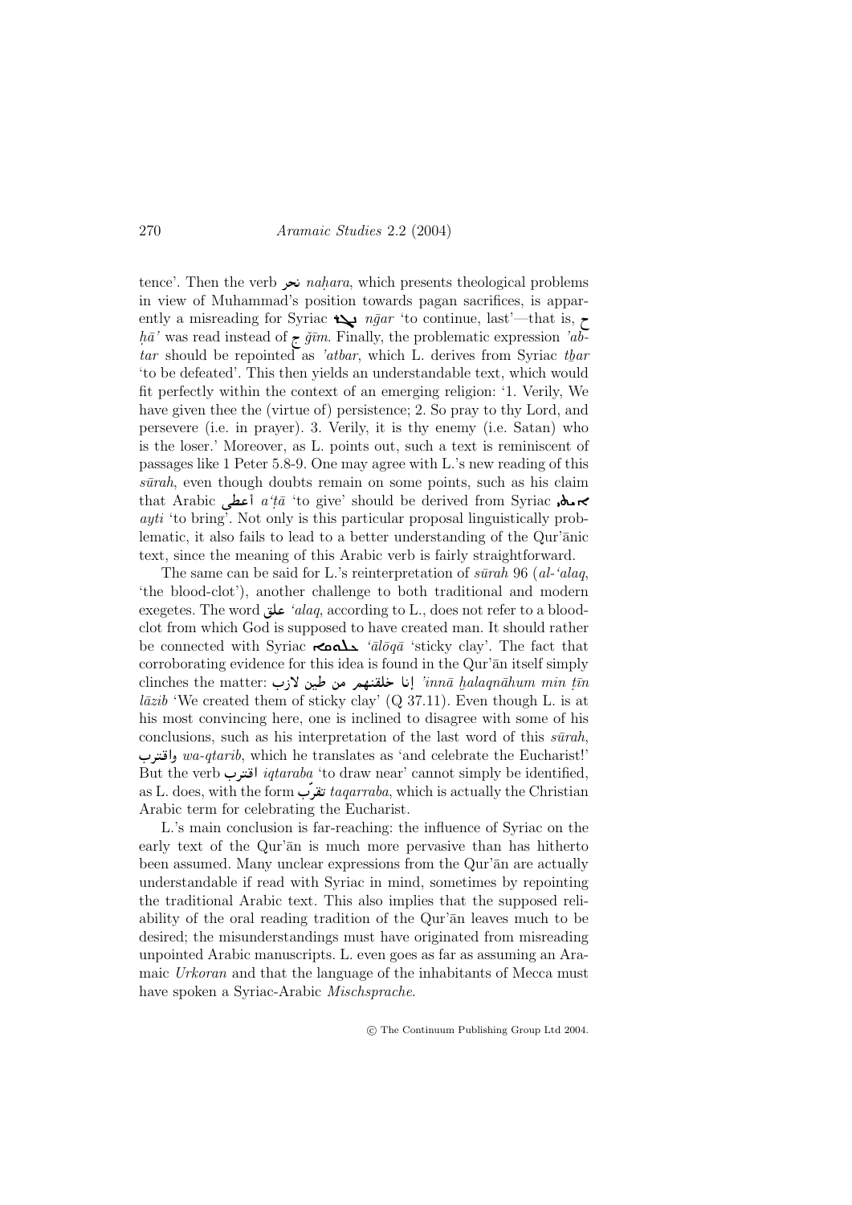tence'. Then the verb نحر *naḥara*, which presents theological problems in view of Muhammad's position towards pagan sacrifices, is apparently a misreading for Syriac ܢܓܪ *ngar* 'to continue, last'—that is, ح *ḥā'* was read instead of ج *ǧīm*. Finally, the problematic expression *'abtar* should be repointed as *'atbar*, which L. derives from Syriac *tbar* 'to be defeated'. This then yields an understandable text, which would fit perfectly within the context of an emerging religion: '1. Verily, We have given thee the (virtue of) persistence; 2. So pray to thy Lord, and persevere (i.e. in prayer). 3. Verily, it is thy enemy (i.e. Satan) who is the loser.' Moreover, as L. points out, such a text is reminiscent of passages like 1 Peter 5.8-9. One may agree with L.'s new reading of this *sūrah*, even though doubts remain on some points, such as his claim that Arabic أعطى *a'ṭā* 'to give' should be derived from Syriac ܐܝܬܝ *ayti* 'to bring'. Not only is this particular proposal linguistically problematic, it also fails to lead to a better understanding of the Qur'ānic text, since the meaning of this Arabic verb is fairly straightforward.

The same can be said for L.'s reinterpretation of *sūrah* 96 (*al-'alaq*, 'the blood-clot'), another challenge to both traditional and modern exegetes. The word علق *'alaq*, according to L., does not refer to a blood-clot from which God is supposed to have created man. It should rather be connected with Syriac ܥܠܘܩܐ *'ālōqā* 'sticky clay'. The fact that corroborating evidence for this idea is found in the Qur'ān itself simply clinches the matter: إنا خلقنهم من طين لازب *'innā ḫalaqnāhum min ṭīn lāzib* 'We created them of sticky clay' (Q 37.11). Even though L. is at his most convincing here, one is inclined to disagree with some of his conclusions, such as his interpretation of the last word of this *sūrah*, واقترب *wa-qtarib*, which he translates as 'and celebrate the Eucharist!' But the verb اقترب *iqtaraba* 'to draw near' cannot simply be identified, as L. does, with the form تقرّب *taqarraba*, which is actually the Christian Arabic term for celebrating the Eucharist.

L.'s main conclusion is far-reaching: the influence of Syriac on the early text of the Qur'ān is much more pervasive than has hitherto been assumed. Many unclear expressions from the Qur'ān are actually understandable if read with Syriac in mind, sometimes by repointing the traditional Arabic text. This also implies that the supposed reliability of the oral reading tradition of the Qur'ān leaves much to be desired; the misunderstandings must have originated from misreading unpointed Arabic manuscripts. L. even goes as far as assuming an Aramaic *Urkoran* and that the language of the inhabitants of Mecca must have spoken a Syriac-Arabic *Mischsprache*.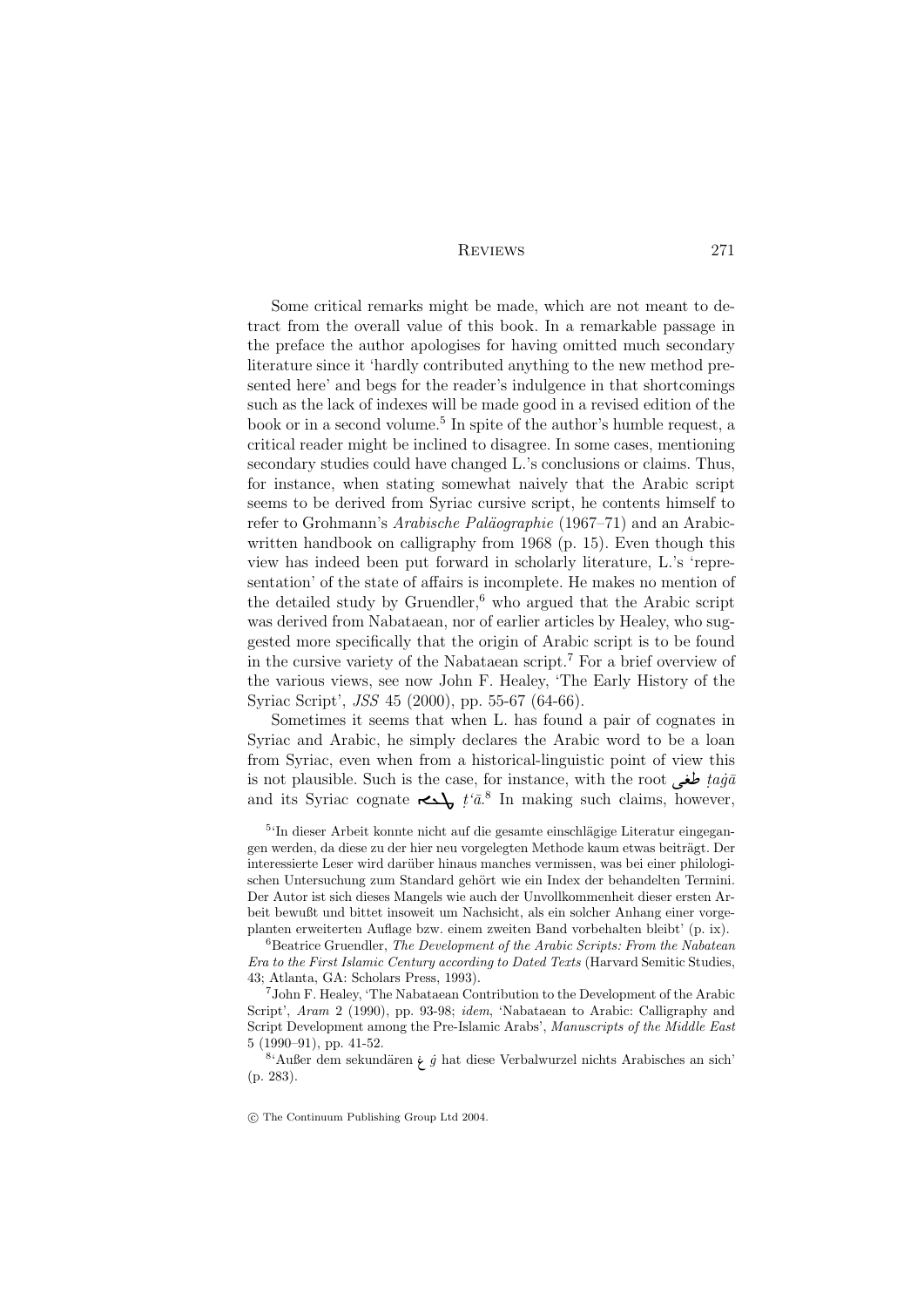Some critical remarks might be made, which are not meant to detract from the overall value of this book. In a remarkable passage in the preface the author apologises for having omitted much secondary literature since it 'hardly contributed anything to the new method presented here' and begs for the reader's indulgence in that shortcomings such as the lack of indexes will be made good in a revised edition of the book or in a second volume.[5] In spite of the author's humble request, a critical reader might be inclined to disagree. In some cases, mentioning secondary studies could have changed L.'s conclusions or claims. Thus, for instance, when stating somewhat naively that the Arabic script seems to be derived from Syriac cursive script, he contents himself to refer to Grohmann's *Arabische Paläographie* (1967–71) and an Arabic-written handbook on calligraphy from 1968 (p. 15). Even though this view has indeed been put forward in scholarly literature, L.'s 'representation' of the state of affairs is incomplete. He makes no mention of the detailed study by Gruendler,[6] who argued that the Arabic script was derived from Nabataean, nor of earlier articles by Healey, who suggested more specifically that the origin of Arabic script is to be found in the cursive variety of the Nabataean script.[7] For a brief overview of the various views, see now John F. Healey, 'The Early History of the Syriac Script', *JSS* 45 (2000), pp. 55-67 (64-66).

Sometimes it seems that when L. has found a pair of cognates in Syriac and Arabic, he simply declares the Arabic word to be a loan from Syriac, even when from a historical-linguistic point of view this is not plausible. Such is the case, for instance, with the root طغى *ṭaġā* and its Syriac cognate ܛܥܐ *ṭʿā*.[8] In making such claims, however,

[5] 'In dieser Arbeit konnte nicht auf die gesamte einschlägige Literatur eingegangen werden, da diese zu der hier neu vorgelegten Methode kaum etwas beiträgt. Der interessierte Leser wird darüber hinaus manches vermissen, was bei einer philologischen Untersuchung zum Standard gehört wie ein Index der behandelten Termini. Der Autor ist sich dieses Mangels wie auch der Unvollkommenheit dieser ersten Arbeit bewußt und bittet insoweit um Nachsicht, als ein solcher Anhang einer vorgeplanten erweiterten Auflage bzw. einem zweiten Band vorbehalten bleibt' (p. ix).

[6] Beatrice Gruendler, *The Development of the Arabic Scripts: From the Nabatean Era to the First Islamic Century according to Dated Texts* (Harvard Semitic Studies, 43; Atlanta, GA: Scholars Press, 1993).

[7] John F. Healey, 'The Nabataean Contribution to the Development of the Arabic Script', *Aram* 2 (1990), pp. 93-98; *idem*, 'Nabataean to Arabic: Calligraphy and Script Development among the Pre-Islamic Arabs', *Manuscripts of the Middle East* 5 (1990–91), pp. 41-52.

[8] 'Außer dem sekundären غ *ġ* hat diese Verbalwurzel nichts Arabisches an sich' (p. 283).

© The Continuum Publishing Group Ltd 2004.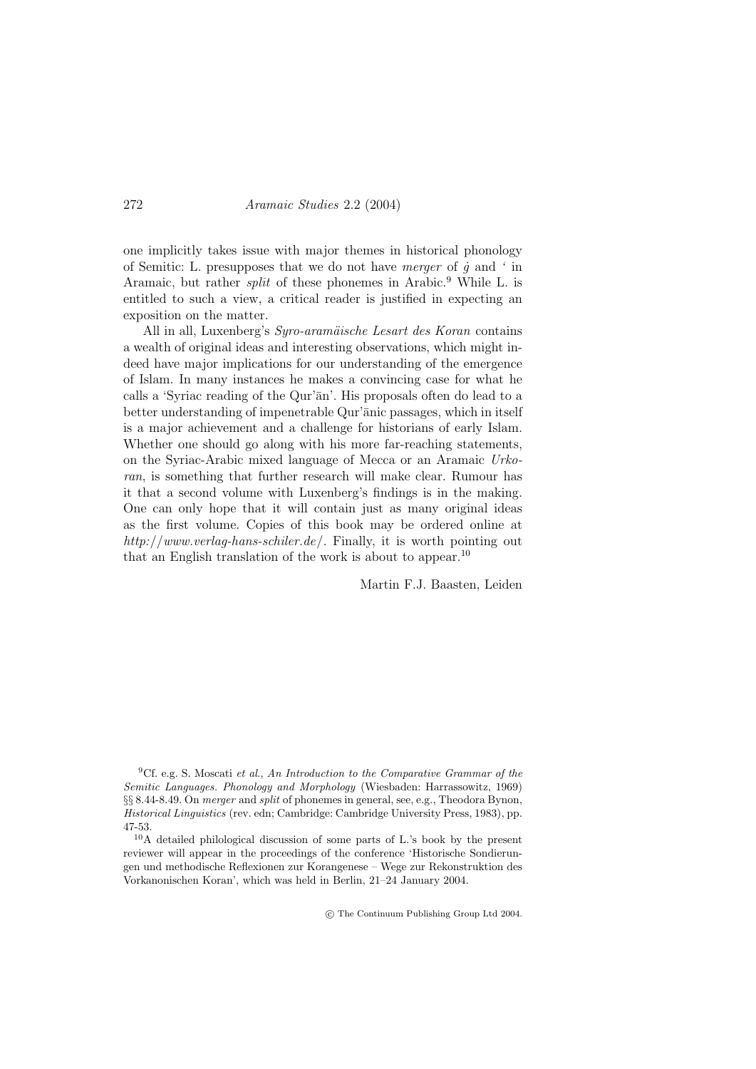one implicitly takes issue with major themes in historical phonology of Semitic: L. presupposes that we do not have *merger* of *ġ* and *ʿ* in Aramaic, but rather *split* of these phonemes in Arabic.[9] While L. is entitled to such a view, a critical reader is justified in expecting an exposition on the matter.

All in all, Luxenberg's *Syro-aramäische Lesart des Koran* contains a wealth of original ideas and interesting observations, which might indeed have major implications for our understanding of the emergence of Islam. In many instances he makes a convincing case for what he calls a 'Syriac reading of the Qur'ān'. His proposals often do lead to a better understanding of impenetrable Qur'ānic passages, which in itself is a major achievement and a challenge for historians of early Islam. Whether one should go along with his more far-reaching statements, on the Syriac-Arabic mixed language of Mecca or an Aramaic *Urkoran*, is something that further research will make clear. Rumour has it that a second volume with Luxenberg's findings is in the making. One can only hope that it will contain just as many original ideas as the first volume. Copies of this book may be ordered online at *http://www.verlag-hans-schiler.de/*. Finally, it is worth pointing out that an English translation of the work is about to appear.[10]

Martin F.J. Baasten, Leiden

[9] Cf. e.g. S. Moscati *et al.*, *An Introduction to the Comparative Grammar of the Semitic Languages. Phonology and Morphology* (Wiesbaden: Harrassowitz, 1969) §§ 8.44-8.49. On *merger* and *split* of phonemes in general, see, e.g., Theodora Bynon, *Historical Linguistics* (rev. edn; Cambridge: Cambridge University Press, 1983), pp. 47-53.

[10] A detailed philological discussion of some parts of L.'s book by the present reviewer will appear in the proceedings of the conference 'Historische Sondierungen und methodische Reflexionen zur Korangenese – Wege zur Rekonstruktion des Vorkanonischen Koran', which was held in Berlin, 21–24 January 2004.

© The Continuum Publishing Group Ltd 2004.